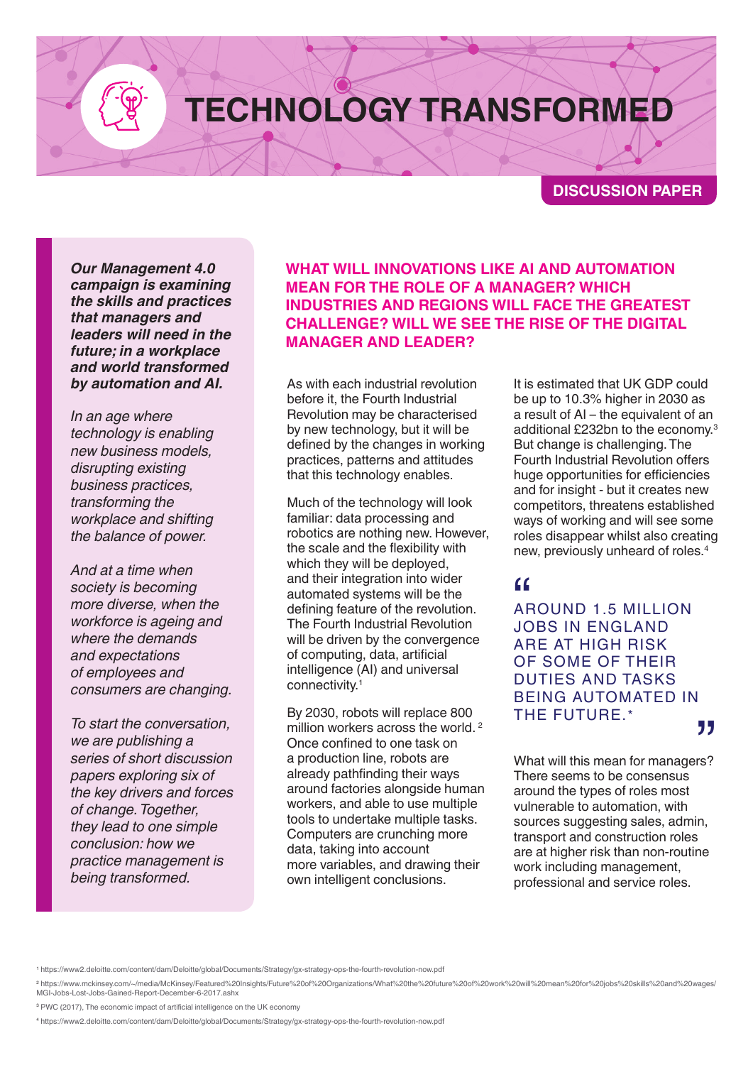# TECHNOLOGY TRANSFORMED

**DISCUSSION PAPER**

***Our Management 4.0 campaign is examining the skills and practices that managers and leaders will need in the future; in a workplace and world transformed by automation and AI.***

*In an age where technology is enabling new business models, disrupting existing business practices, transforming the workplace and shifting the balance of power.*

*And at a time when society is becoming more diverse, when the workforce is ageing and where the demands and expectations of employees and consumers are changing.*

*To start the conversation, we are publishing a series of short discussion papers exploring six of the key drivers and forces of change. Together, they lead to one simple conclusion: how we practice management is being transformed.*

## WHAT WILL INNOVATIONS LIKE AI AND AUTOMATION MEAN FOR THE ROLE OF A MANAGER? WHICH INDUSTRIES AND REGIONS WILL FACE THE GREATEST CHALLENGE? WILL WE SEE THE RISE OF THE DIGITAL MANAGER AND LEADER?

As with each industrial revolution before it, the Fourth Industrial Revolution may be characterised by new technology, but it will be defined by the changes in working practices, patterns and attitudes that this technology enables.

Much of the technology will look familiar: data processing and robotics are nothing new. However, the scale and the flexibility with which they will be deployed, and their integration into wider automated systems will be the defining feature of the revolution. The Fourth Industrial Revolution will be driven by the convergence of computing, data, artificial intelligence (AI) and universal connectivity.[1]

By 2030, robots will replace 800 million workers across the world.[2] Once confined to one task on a production line, robots are already pathfinding their ways around factories alongside human workers, and able to use multiple tools to undertake multiple tasks. Computers are crunching more data, taking into account more variables, and drawing their own intelligent conclusions.

It is estimated that UK GDP could be up to 10.3% higher in 2030 as a result of AI – the equivalent of an additional £232bn to the economy.[3] But change is challenging. The Fourth Industrial Revolution offers huge opportunities for efficiencies and for insight - but it creates new competitors, threatens established ways of working and will see some roles disappear whilst also creating new, previously unheard of roles.[4]

> “AROUND 1.5 MILLION JOBS IN ENGLAND ARE AT HIGH RISK OF SOME OF THEIR DUTIES AND TASKS BEING AUTOMATED IN THE FUTURE.*”

What will this mean for managers? There seems to be consensus around the types of roles most vulnerable to automation, with sources suggesting sales, admin, transport and construction roles are at higher risk than non-routine work including management, professional and service roles.

[1] https://www2.deloitte.com/content/dam/Deloitte/global/Documents/Strategy/gx-strategy-ops-the-fourth-revolution-now.pdf

[2] https://www.mckinsey.com/~/media/McKinsey/Featured%20Insights/Future%20of%20Organizations/What%20the%20future%20of%20work%20will%20mean%20for%20jobs%20skills%20and%20wages/MGI-Jobs-Lost-Jobs-Gained-Report-December-6-2017.ashx

[3] PWC (2017), The economic impact of artificial intelligence on the UK economy

[4] https://www2.deloitte.com/content/dam/Deloitte/global/Documents/Strategy/gx-strategy-ops-the-fourth-revolution-now.pdf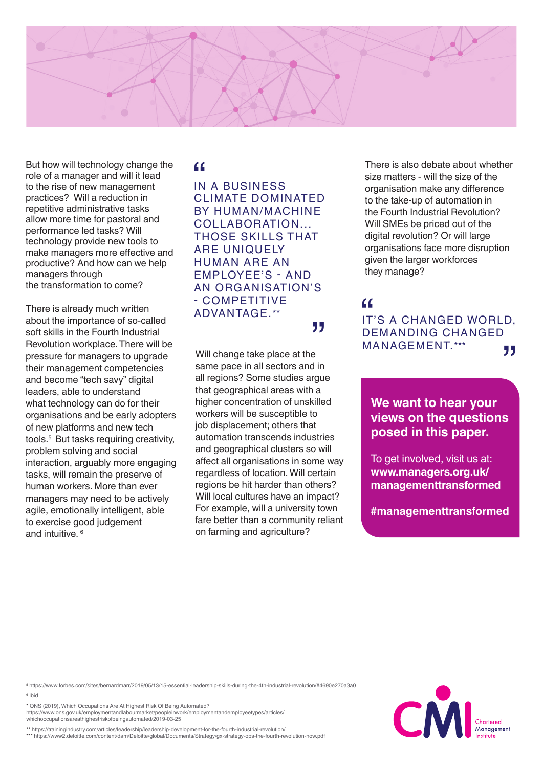But how will technology change the role of a manager and will it lead to the rise of new management practices? Will a reduction in repetitive administrative tasks allow more time for pastoral and performance led tasks? Will technology provide new tools to make managers more effective and productive? And how can we help managers through the transformation to come?

There is already much written about the importance of so-called soft skills in the Fourth Industrial Revolution workplace. There will be pressure for managers to upgrade their management competencies and become "tech savy" digital leaders, able to understand what technology can do for their organisations and be early adopters of new platforms and new tech tools.[5] But tasks requiring creativity, problem solving and social interaction, arguably more engaging tasks, will remain the preserve of human workers. More than ever managers may need to be actively agile, emotionally intelligent, able to exercise good judgement and intuitive.[6]

> "IN A BUSINESS CLIMATE DOMINATED BY HUMAN/MACHINE COLLABORATION... THOSE SKILLS THAT ARE UNIQUELY HUMAN ARE AN EMPLOYEE'S - AND AN ORGANISATION'S - COMPETITIVE ADVANTAGE.**"

Will change take place at the same pace in all sectors and in all regions? Some studies argue that geographical areas with a higher concentration of unskilled workers will be susceptible to job displacement; others that automation transcends industries and geographical clusters so will affect all organisations in some way regardless of location. Will certain regions be hit harder than others? Will local cultures have an impact? For example, will a university town fare better than a community reliant on farming and agriculture?

There is also debate about whether size matters - will the size of the organisation make any difference to the take-up of automation in the Fourth Industrial Revolution? Will SMEs be priced out of the digital revolution? Or will large organisations face more disruption given the larger workforces they manage?

> "IT'S A CHANGED WORLD, DEMANDING CHANGED MANAGEMENT.***"

**We want to hear your views on the questions posed in this paper.**

To get involved, visit us at: **www.managers.org.uk/managementtransformed**

**#managementtransformed**

[5] https://www.forbes.com/sites/bernardmarr/2019/05/13/15-essential-leadership-skills-during-the-4th-industrial-revolution/#4690e270a3a0

[6] Ibid

* ONS (2019), Which Occupations Are At Highest Risk Of Being Automated? https://www.ons.gov.uk/employmentandlabourmarket/peopleinwork/employmentandemployeetypes/articles/whichoccupationsareathighestriskofbeingautomated/2019-03-25

** https://trainingindustry.com/articles/leadership/leadership-development-for-the-fourth-industrial-revolution/

*** https://www2.deloitte.com/content/dam/Deloitte/global/Documents/Strategy/gx-strategy-ops-the-fourth-revolution-now.pdf

CMI Chartered Management Institute